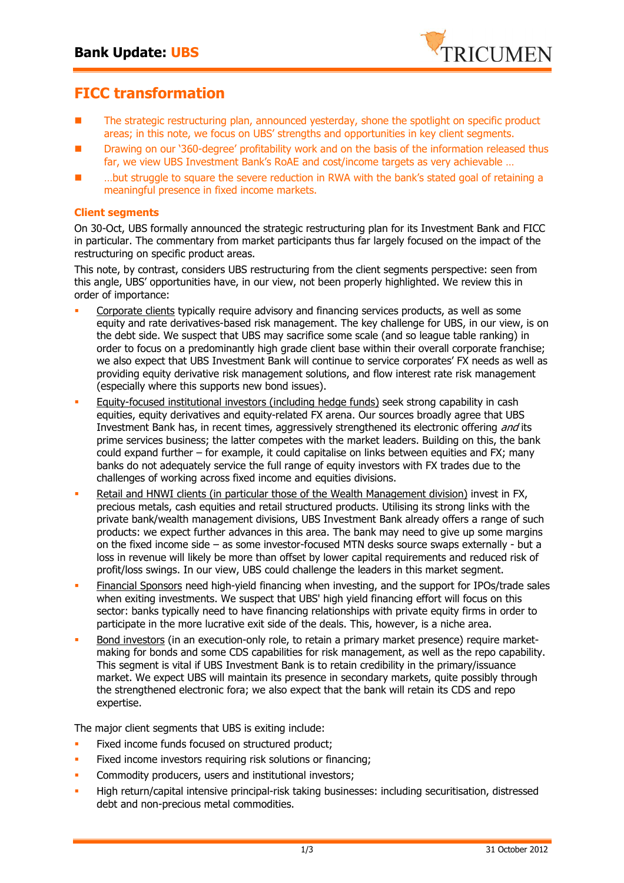# Bank Update: UBS

## FICC transformation

- The strategic restructuring plan, announced yesterday, shone the spotlight on specific product areas; in this note, we focus on UBS' strengths and opportunities in key client segments.
- Drawing on our '360-degree' profitability work and on the basis of the information released thus far, we view UBS Investment Bank's RoAE and cost/income targets as very achievable …
- …but struggle to square the severe reduction in RWA with the bank's stated goal of retaining a meaningful presence in fixed income markets.

### Client segments

On 30-Oct, UBS formally announced the strategic restructuring plan for its Investment Bank and FICC in particular. The commentary from market participants thus far largely focused on the impact of the restructuring on specific product areas.

This note, by contrast, considers UBS restructuring from the client segments perspective: seen from this angle, UBS' opportunities have, in our view, not been properly highlighted. We review this in order of importance:

- Corporate clients typically require advisory and financing services products, as well as some equity and rate derivatives-based risk management. The key challenge for UBS, in our view, is on the debt side. We suspect that UBS may sacrifice some scale (and so league table ranking) in order to focus on a predominantly high grade client base within their overall corporate franchise; we also expect that UBS Investment Bank will continue to service corporates' FX needs as well as providing equity derivative risk management solutions, and flow interest rate risk management (especially where this supports new bond issues).
- Equity-focused institutional investors (including hedge funds) seek strong capability in cash equities, equity derivatives and equity-related FX arena. Our sources broadly agree that UBS Investment Bank has, in recent times, aggressively strengthened its electronic offering *and* its prime services business; the latter competes with the market leaders. Building on this, the bank could expand further – for example, it could capitalise on links between equities and FX; many banks do not adequately service the full range of equity investors with FX trades due to the challenges of working across fixed income and equities divisions.
- Retail and HNWI clients (in particular those of the Wealth Management division) invest in FX, precious metals, cash equities and retail structured products. Utilising its strong links with the private bank/wealth management divisions, UBS Investment Bank already offers a range of such products: we expect further advances in this area. The bank may need to give up some margins on the fixed income side – as some investor-focused MTN desks source swaps externally - but a loss in revenue will likely be more than offset by lower capital requirements and reduced risk of profit/loss swings. In our view, UBS could challenge the leaders in this market segment.
- Financial Sponsors need high-yield financing when investing, and the support for IPOs/trade sales when exiting investments. We suspect that UBS' high yield financing effort will focus on this sector: banks typically need to have financing relationships with private equity firms in order to participate in the more lucrative exit side of the deals. This, however, is a niche area.
- Bond investors (in an execution-only role, to retain a primary market presence) require market-making for bonds and some CDS capabilities for risk management, as well as the repo capability. This segment is vital if UBS Investment Bank is to retain credibility in the primary/issuance market. We expect UBS will maintain its presence in secondary markets, quite possibly through the strengthened electronic fora; we also expect that the bank will retain its CDS and repo expertise.

The major client segments that UBS is exiting include:

- Fixed income funds focused on structured product;
- Fixed income investors requiring risk solutions or financing;
- Commodity producers, users and institutional investors;
- High return/capital intensive principal-risk taking businesses: including securitisation, distressed debt and non-precious metal commodities.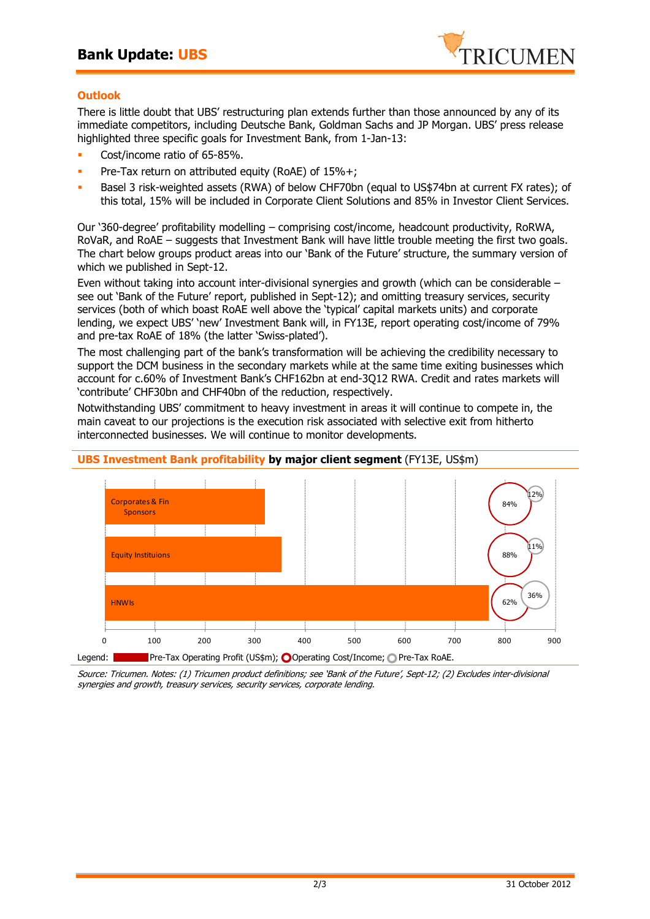## Outlook

There is little doubt that UBS' restructuring plan extends further than those announced by any of its immediate competitors, including Deutsche Bank, Goldman Sachs and JP Morgan. UBS' press release highlighted three specific goals for Investment Bank, from 1-Jan-13:

- Cost/income ratio of 65-85%.
- Pre-Tax return on attributed equity (RoAE) of 15%+;
- Basel 3 risk-weighted assets (RWA) of below CHF70bn (equal to US$74bn at current FX rates); of this total, 15% will be included in Corporate Client Solutions and 85% in Investor Client Services.

Our '360-degree' profitability modelling – comprising cost/income, headcount productivity, RoRWA, RoVaR, and RoAE – suggests that Investment Bank will have little trouble meeting the first two goals. The chart below groups product areas into our 'Bank of the Future' structure, the summary version of which we published in Sept-12.

Even without taking into account inter-divisional synergies and growth (which can be considerable – see out 'Bank of the Future' report, published in Sept-12); and omitting treasury services, security services (both of which boast RoAE well above the 'typical' capital markets units) and corporate lending, we expect UBS' 'new' Investment Bank will, in FY13E, report operating cost/income of 79% and pre-tax RoAE of 18% (the latter 'Swiss-plated').

The most challenging part of the bank's transformation will be achieving the credibility necessary to support the DCM business in the secondary markets while at the same time exiting businesses which account for c.60% of Investment Bank's CHF162bn at end-3Q12 RWA. Credit and rates markets will 'contribute' CHF30bn and CHF40bn of the reduction, respectively.

Notwithstanding UBS' commitment to heavy investment in areas it will continue to compete in, the main caveat to our projections is the execution risk associated with selective exit from hitherto interconnected businesses. We will continue to monitor developments.

**UBS Investment Bank profitability by major client segment** (FY13E, US$m)

| Segment | Pre-Tax Operating Profit (US$m, approx.) | Operating Cost/Income | Pre-Tax RoAE |
|---|---|---|---|
| Corporates & Fin Sponsors | ~320 | 84% | 12% |
| Equity Instituions | ~353 | 88% | 11% |
| HNWIs | ~768 | 62% | 36% |

Legend: Pre-Tax Operating Profit (US$m); Operating Cost/Income; Pre-Tax RoAE.

*Source: Tricumen. Notes: (1) Tricumen product definitions; see 'Bank of the Future', Sept-12; (2) Excludes inter-divisional synergies and growth, treasury services, security services, corporate lending.*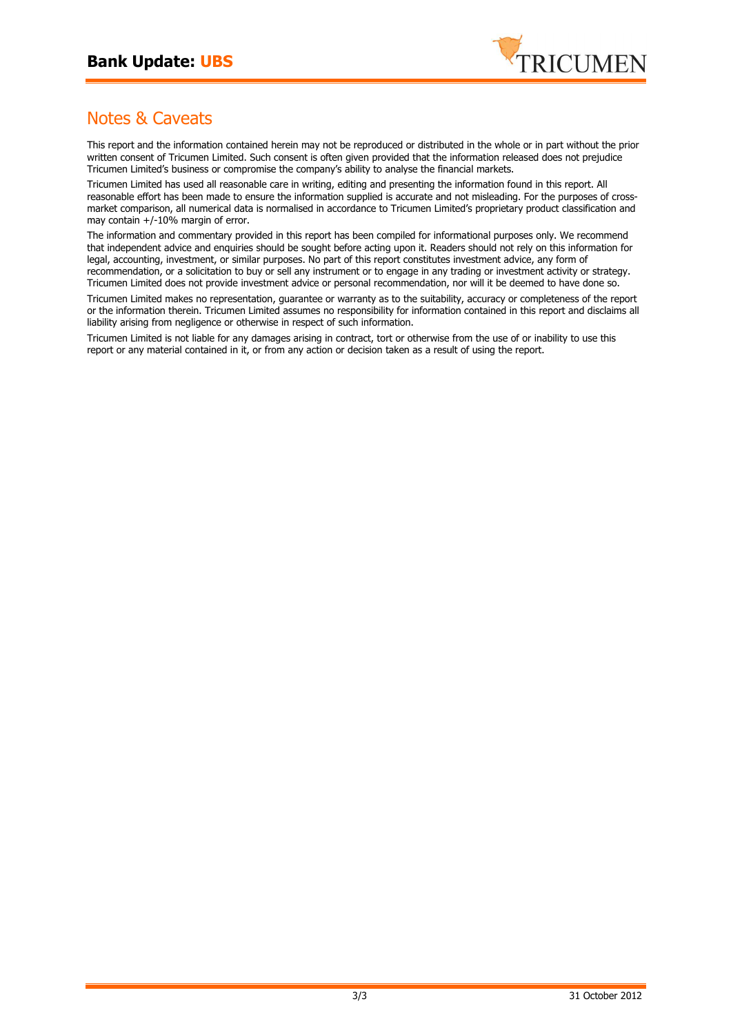# Notes & Caveats

This report and the information contained herein may not be reproduced or distributed in the whole or in part without the prior written consent of Tricumen Limited. Such consent is often given provided that the information released does not prejudice Tricumen Limited's business or compromise the company's ability to analyse the financial markets.

Tricumen Limited has used all reasonable care in writing, editing and presenting the information found in this report. All reasonable effort has been made to ensure the information supplied is accurate and not misleading. For the purposes of cross-market comparison, all numerical data is normalised in accordance to Tricumen Limited's proprietary product classification and may contain +/-10% margin of error.

The information and commentary provided in this report has been compiled for informational purposes only. We recommend that independent advice and enquiries should be sought before acting upon it. Readers should not rely on this information for legal, accounting, investment, or similar purposes. No part of this report constitutes investment advice, any form of recommendation, or a solicitation to buy or sell any instrument or to engage in any trading or investment activity or strategy. Tricumen Limited does not provide investment advice or personal recommendation, nor will it be deemed to have done so.

Tricumen Limited makes no representation, guarantee or warranty as to the suitability, accuracy or completeness of the report or the information therein. Tricumen Limited assumes no responsibility for information contained in this report and disclaims all liability arising from negligence or otherwise in respect of such information.

Tricumen Limited is not liable for any damages arising in contract, tort or otherwise from the use of or inability to use this report or any material contained in it, or from any action or decision taken as a result of using the report.